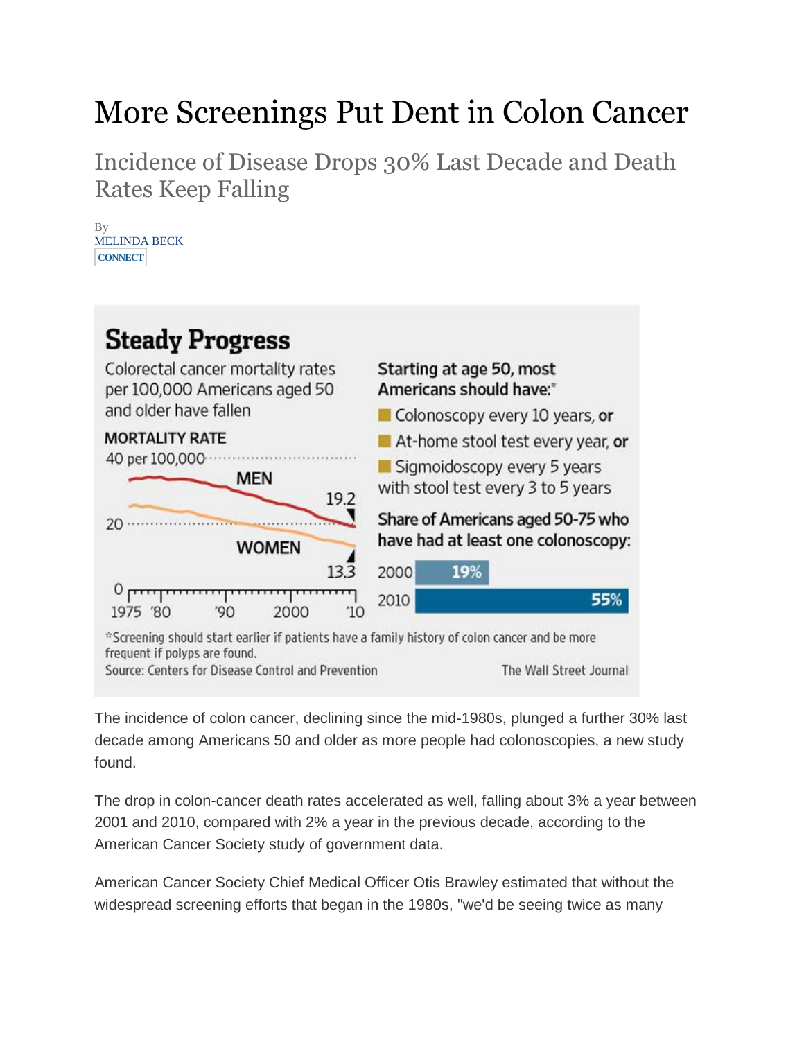# More Screenings Put Dent in Colon Cancer

## Incidence of Disease Drops 30% Last Decade and Death Rates Keep Falling

By
MELINDA BECK
CONNECT

**Steady Progress**

Colorectal cancer mortality rates per 100,000 Americans aged 50 and older have fallen

MORTALITY RATE

40 per 100,000

MEN 19.2

20

WOMEN 13.3

0

1975 '80 '90 2000 '10

Starting at age 50, most Americans should have:*

- Colonoscopy every 10 years, **or**
- At-home stool test every year, **or**
- Sigmoidoscopy every 5 years with stool test every 3 to 5 years

Share of Americans aged 50-75 who have had at least one colonoscopy:

| Year | Share |
|---|---|
| 2000 | 19% |
| 2010 | 55% |

*Screening should start earlier if patients have a family history of colon cancer and be more frequent if polyps are found.

Source: Centers for Disease Control and Prevention

The Wall Street Journal

The incidence of colon cancer, declining since the mid-1980s, plunged a further 30% last decade among Americans 50 and older as more people had colonoscopies, a new study found.

The drop in colon-cancer death rates accelerated as well, falling about 3% a year between 2001 and 2010, compared with 2% a year in the previous decade, according to the American Cancer Society study of government data.

American Cancer Society Chief Medical Officer Otis Brawley estimated that without the widespread screening efforts that began in the 1980s, "we'd be seeing twice as many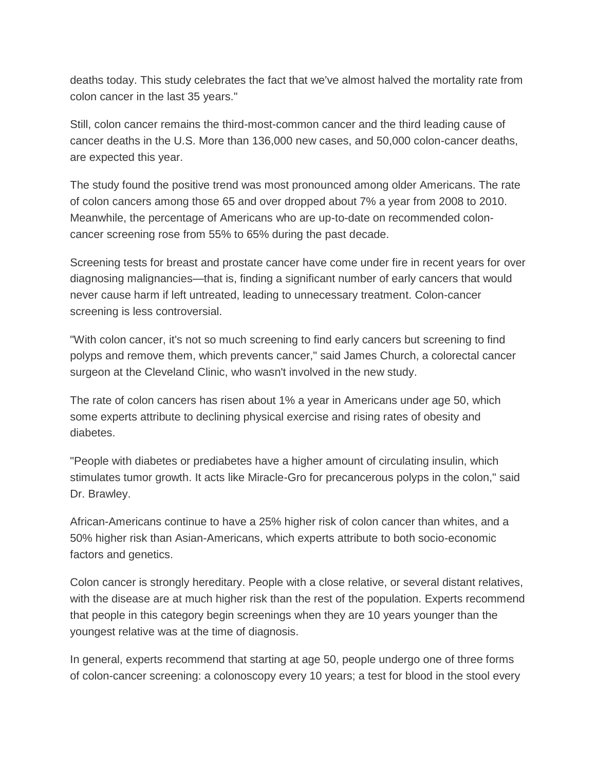deaths today. This study celebrates the fact that we've almost halved the mortality rate from colon cancer in the last 35 years."

Still, colon cancer remains the third-most-common cancer and the third leading cause of cancer deaths in the U.S. More than 136,000 new cases, and 50,000 colon-cancer deaths, are expected this year.

The study found the positive trend was most pronounced among older Americans. The rate of colon cancers among those 65 and over dropped about 7% a year from 2008 to 2010. Meanwhile, the percentage of Americans who are up-to-date on recommended colon-cancer screening rose from 55% to 65% during the past decade.

Screening tests for breast and prostate cancer have come under fire in recent years for over diagnosing malignancies—that is, finding a significant number of early cancers that would never cause harm if left untreated, leading to unnecessary treatment. Colon-cancer screening is less controversial.

"With colon cancer, it's not so much screening to find early cancers but screening to find polyps and remove them, which prevents cancer," said James Church, a colorectal cancer surgeon at the Cleveland Clinic, who wasn't involved in the new study.

The rate of colon cancers has risen about 1% a year in Americans under age 50, which some experts attribute to declining physical exercise and rising rates of obesity and diabetes.

"People with diabetes or prediabetes have a higher amount of circulating insulin, which stimulates tumor growth. It acts like Miracle-Gro for precancerous polyps in the colon," said Dr. Brawley.

African-Americans continue to have a 25% higher risk of colon cancer than whites, and a 50% higher risk than Asian-Americans, which experts attribute to both socio-economic factors and genetics.

Colon cancer is strongly hereditary. People with a close relative, or several distant relatives, with the disease are at much higher risk than the rest of the population. Experts recommend that people in this category begin screenings when they are 10 years younger than the youngest relative was at the time of diagnosis.

In general, experts recommend that starting at age 50, people undergo one of three forms of colon-cancer screening: a colonoscopy every 10 years; a test for blood in the stool every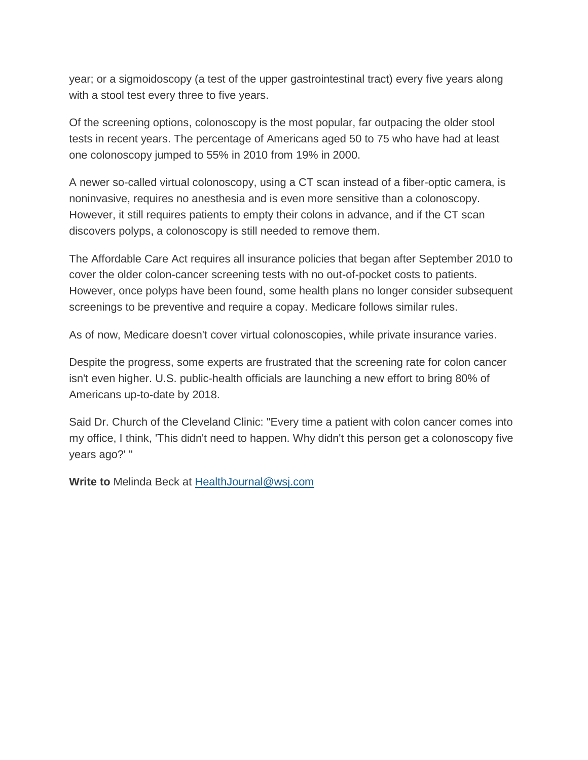year; or a sigmoidoscopy (a test of the upper gastrointestinal tract) every five years along with a stool test every three to five years.

Of the screening options, colonoscopy is the most popular, far outpacing the older stool tests in recent years. The percentage of Americans aged 50 to 75 who have had at least one colonoscopy jumped to 55% in 2010 from 19% in 2000.

A newer so-called virtual colonoscopy, using a CT scan instead of a fiber-optic camera, is noninvasive, requires no anesthesia and is even more sensitive than a colonoscopy. However, it still requires patients to empty their colons in advance, and if the CT scan discovers polyps, a colonoscopy is still needed to remove them.

The Affordable Care Act requires all insurance policies that began after September 2010 to cover the older colon-cancer screening tests with no out-of-pocket costs to patients. However, once polyps have been found, some health plans no longer consider subsequent screenings to be preventive and require a copay. Medicare follows similar rules.

As of now, Medicare doesn't cover virtual colonoscopies, while private insurance varies.

Despite the progress, some experts are frustrated that the screening rate for colon cancer isn't even higher. U.S. public-health officials are launching a new effort to bring 80% of Americans up-to-date by 2018.

Said Dr. Church of the Cleveland Clinic: "Every time a patient with colon cancer comes into my office, I think, 'This didn't need to happen. Why didn't this person get a colonoscopy five years ago?' "

**Write to** Melinda Beck at [HealthJournal@wsj.com](mailto:HealthJournal@wsj.com)